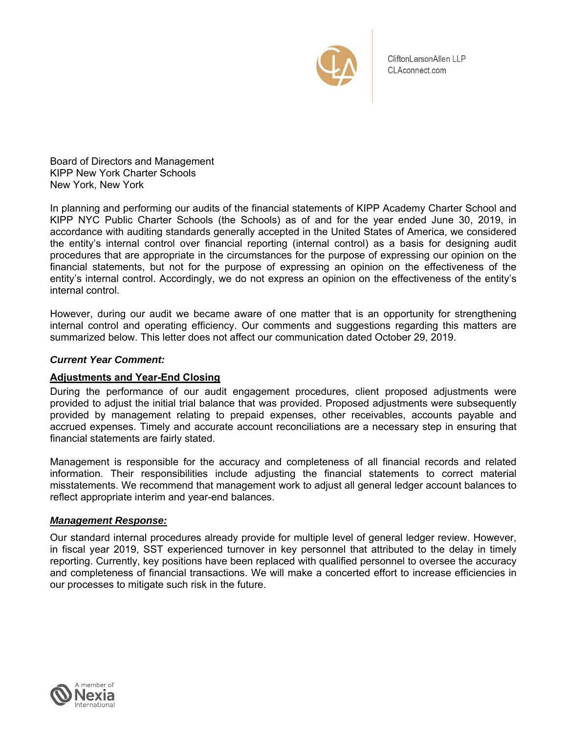CliftonLarsonAllen LLP
CLAconnect.com

Board of Directors and Management
KIPP New York Charter Schools
New York, New York

In planning and performing our audits of the financial statements of KIPP Academy Charter School and KIPP NYC Public Charter Schools (the Schools) as of and for the year ended June 30, 2019, in accordance with auditing standards generally accepted in the United States of America, we considered the entity's internal control over financial reporting (internal control) as a basis for designing audit procedures that are appropriate in the circumstances for the purpose of expressing our opinion on the financial statements, but not for the purpose of expressing an opinion on the effectiveness of the entity's internal control. Accordingly, we do not express an opinion on the effectiveness of the entity's internal control.

However, during our audit we became aware of one matter that is an opportunity for strengthening internal control and operating efficiency. Our comments and suggestions regarding this matters are summarized below. This letter does not affect our communication dated October 29, 2019.

***Current Year Comment:***

**Adjustments and Year-End Closing**

During the performance of our audit engagement procedures, client proposed adjustments were provided to adjust the initial trial balance that was provided. Proposed adjustments were subsequently provided by management relating to prepaid expenses, other receivables, accounts payable and accrued expenses. Timely and accurate account reconciliations are a necessary step in ensuring that financial statements are fairly stated.

Management is responsible for the accuracy and completeness of all financial records and related information. Their responsibilities include adjusting the financial statements to correct material misstatements. We recommend that management work to adjust all general ledger account balances to reflect appropriate interim and year-end balances.

***Management Response:***

Our standard internal procedures already provide for multiple level of general ledger review. However, in fiscal year 2019, SST experienced turnover in key personnel that attributed to the delay in timely reporting. Currently, key positions have been replaced with qualified personnel to oversee the accuracy and completeness of financial transactions. We will make a concerted effort to increase efficiencies in our processes to mitigate such risk in the future.

A member of Nexia International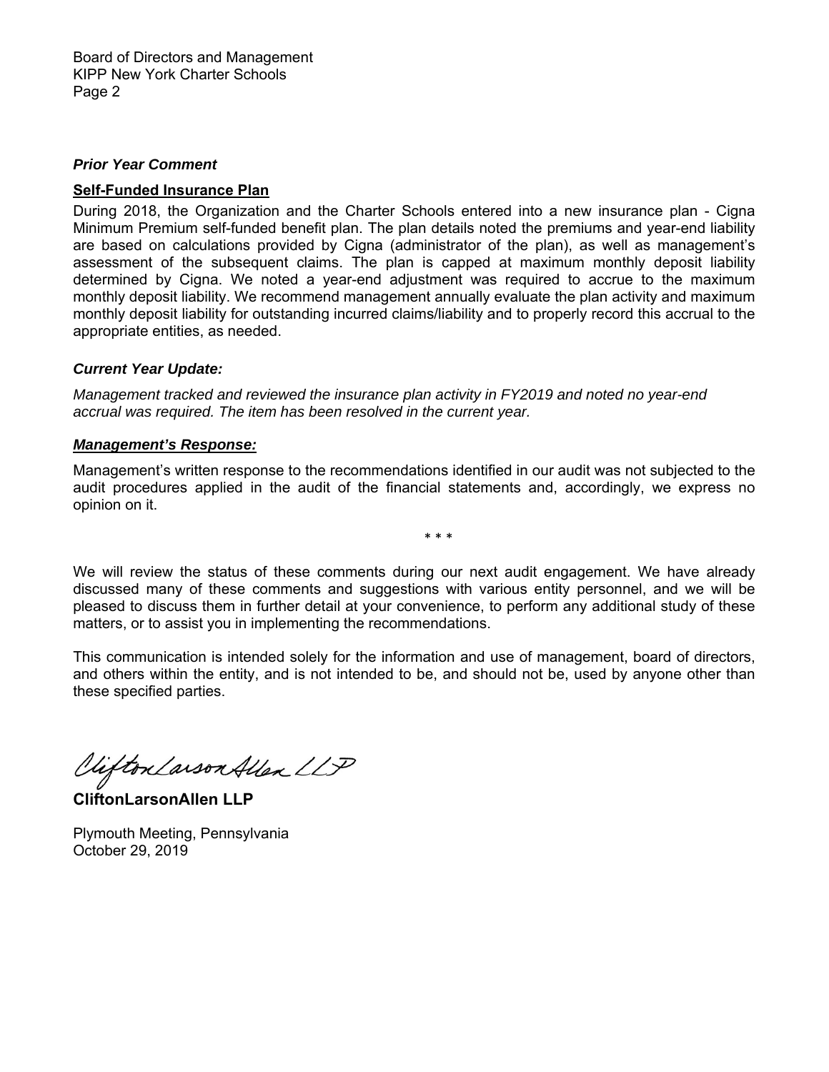Board of Directors and Management
KIPP New York Charter Schools

***Prior Year Comment***

**Self-Funded Insurance Plan**

During 2018, the Organization and the Charter Schools entered into a new insurance plan - Cigna Minimum Premium self-funded benefit plan. The plan details noted the premiums and year-end liability are based on calculations provided by Cigna (administrator of the plan), as well as management's assessment of the subsequent claims. The plan is capped at maximum monthly deposit liability determined by Cigna. We noted a year-end adjustment was required to accrue to the maximum monthly deposit liability. We recommend management annually evaluate the plan activity and maximum monthly deposit liability for outstanding incurred claims/liability and to properly record this accrual to the appropriate entities, as needed.

***Current Year Update:***

*Management tracked and reviewed the insurance plan activity in FY2019 and noted no year-end accrual was required. The item has been resolved in the current year.*

***Management's Response:***

Management's written response to the recommendations identified in our audit was not subjected to the audit procedures applied in the audit of the financial statements and, accordingly, we express no opinion on it.

\* \* \*

We will review the status of these comments during our next audit engagement. We have already discussed many of these comments and suggestions with various entity personnel, and we will be pleased to discuss them in further detail at your convenience, to perform any additional study of these matters, or to assist you in implementing the recommendations.

This communication is intended solely for the information and use of management, board of directors, and others within the entity, and is not intended to be, and should not be, used by anyone other than these specified parties.

*CliftonLarsonAllen LLP*

**CliftonLarsonAllen LLP**

Plymouth Meeting, Pennsylvania
October 29, 2019